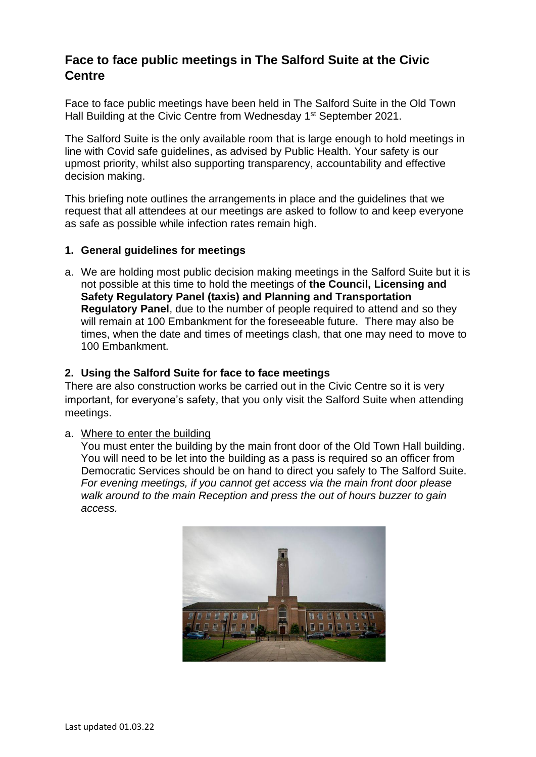# Face to face public meetings in The Salford Suite at the Civic Centre

Face to face public meetings have been held in The Salford Suite in the Old Town Hall Building at the Civic Centre from Wednesday 1st September 2021.

The Salford Suite is the only available room that is large enough to hold meetings in line with Covid safe guidelines, as advised by Public Health. Your safety is our upmost priority, whilst also supporting transparency, accountability and effective decision making.

This briefing note outlines the arrangements in place and the guidelines that we request that all attendees at our meetings are asked to follow to and keep everyone as safe as possible while infection rates remain high.

## 1. General guidelines for meetings

a. We are holding most public decision making meetings in the Salford Suite but it is not possible at this time to hold the meetings of **the Council, Licensing and Safety Regulatory Panel (taxis) and Planning and Transportation Regulatory Panel**, due to the number of people required to attend and so they will remain at 100 Embankment for the foreseeable future. There may also be times, when the date and times of meetings clash, that one may need to move to 100 Embankment.

## 2. Using the Salford Suite for face to face meetings

There are also construction works be carried out in the Civic Centre so it is very important, for everyone's safety, that you only visit the Salford Suite when attending meetings.

a. Where to enter the building

You must enter the building by the main front door of the Old Town Hall building. You will need to be let into the building as a pass is required so an officer from Democratic Services should be on hand to direct you safely to The Salford Suite. *For evening meetings, if you cannot get access via the main front door please walk around to the main Reception and press the out of hours buzzer to gain access.*

Last updated 01.03.22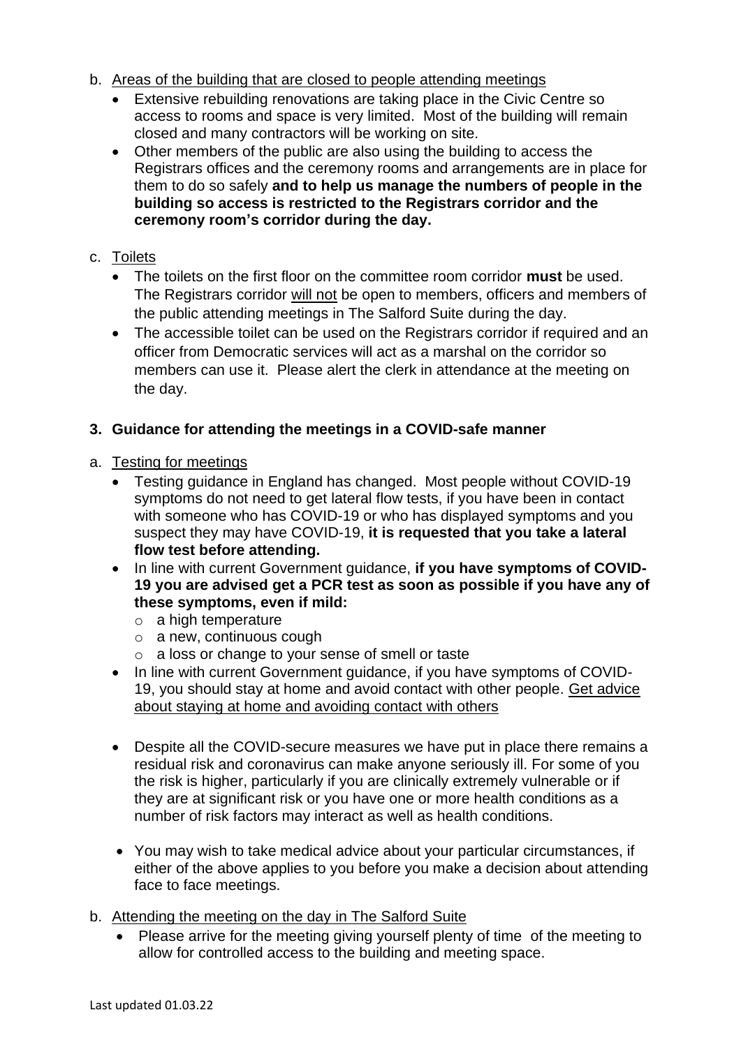b. Areas of the building that are closed to people attending meetings

- Extensive rebuilding renovations are taking place in the Civic Centre so access to rooms and space is very limited. Most of the building will remain closed and many contractors will be working on site.
- Other members of the public are also using the building to access the Registrars offices and the ceremony rooms and arrangements are in place for them to do so safely **and to help us manage the numbers of people in the building so access is restricted to the Registrars corridor and the ceremony room's corridor during the day.**

c. Toilets

- The toilets on the first floor on the committee room corridor **must** be used. The Registrars corridor will not be open to members, officers and members of the public attending meetings in The Salford Suite during the day.
- The accessible toilet can be used on the Registrars corridor if required and an officer from Democratic services will act as a marshal on the corridor so members can use it. Please alert the clerk in attendance at the meeting on the day.

## 3. Guidance for attending the meetings in a COVID-safe manner

a. Testing for meetings

- Testing guidance in England has changed. Most people without COVID-19 symptoms do not need to get lateral flow tests, if you have been in contact with someone who has COVID-19 or who has displayed symptoms and you suspect they may have COVID-19, **it is requested that you take a lateral flow test before attending.**
- In line with current Government guidance, **if you have symptoms of COVID-19 you are advised get a PCR test as soon as possible if you have any of these symptoms, even if mild:**
  - a high temperature
  - a new, continuous cough
  - a loss or change to your sense of smell or taste
- In line with current Government guidance, if you have symptoms of COVID-19, you should stay at home and avoid contact with other people. Get advice about staying at home and avoiding contact with others

- Despite all the COVID-secure measures we have put in place there remains a residual risk and coronavirus can make anyone seriously ill. For some of you the risk is higher, particularly if you are clinically extremely vulnerable or if they are at significant risk or you have one or more health conditions as a number of risk factors may interact as well as health conditions.

- You may wish to take medical advice about your particular circumstances, if either of the above applies to you before you make a decision about attending face to face meetings.

b. Attending the meeting on the day in The Salford Suite

- Please arrive for the meeting giving yourself plenty of time of the meeting to allow for controlled access to the building and meeting space.

Last updated 01.03.22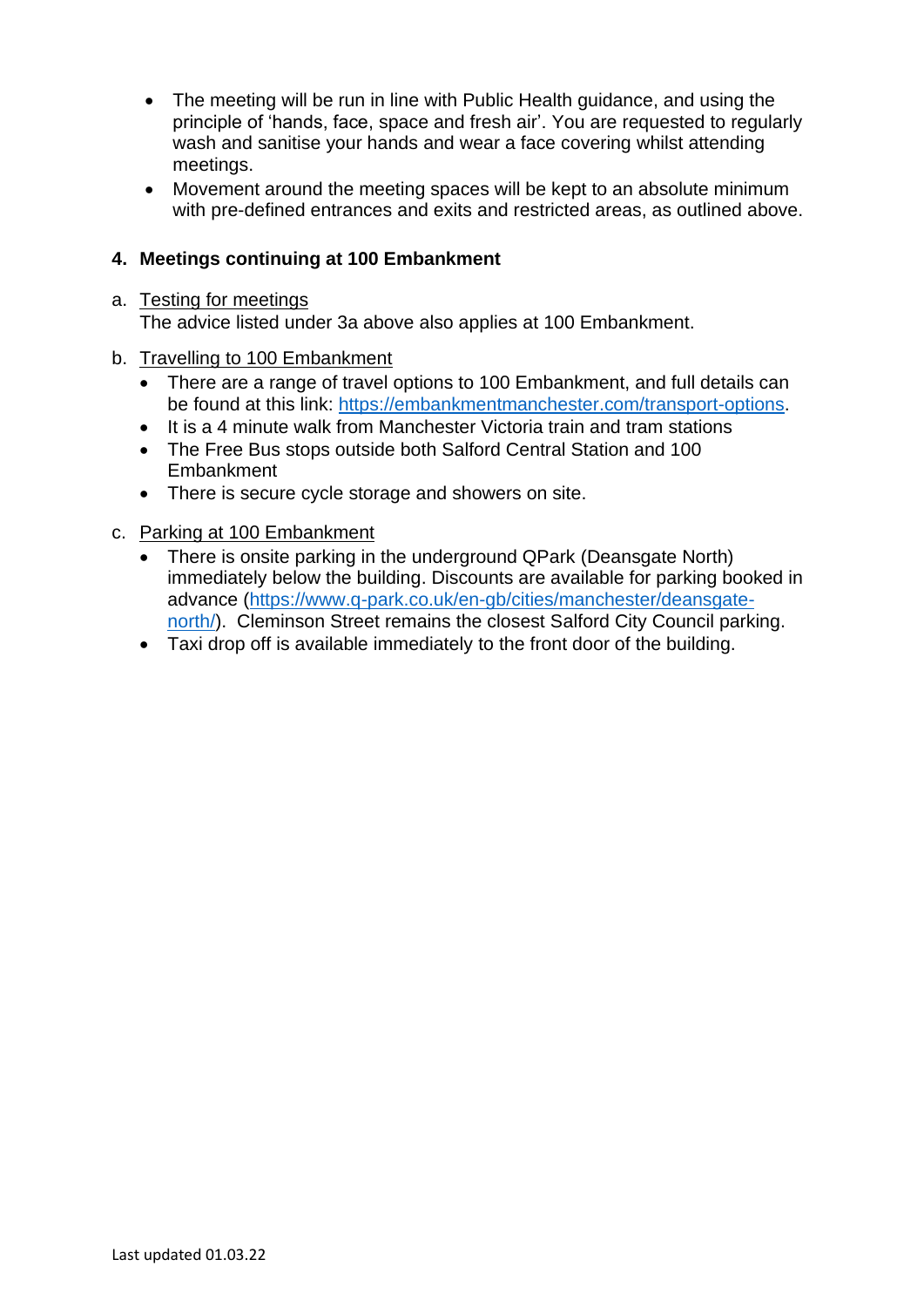- The meeting will be run in line with Public Health guidance, and using the principle of 'hands, face, space and fresh air'. You are requested to regularly wash and sanitise your hands and wear a face covering whilst attending meetings.
- Movement around the meeting spaces will be kept to an absolute minimum with pre-defined entrances and exits and restricted areas, as outlined above.

## 4. Meetings continuing at 100 Embankment

a. Testing for meetings

The advice listed under 3a above also applies at 100 Embankment.

b. Travelling to 100 Embankment

- There are a range of travel options to 100 Embankment, and full details can be found at this link: https://embankmentmanchester.com/transport-options.
- It is a 4 minute walk from Manchester Victoria train and tram stations
- The Free Bus stops outside both Salford Central Station and 100 Embankment
- There is secure cycle storage and showers on site.

c. Parking at 100 Embankment

- There is onsite parking in the underground QPark (Deansgate North) immediately below the building. Discounts are available for parking booked in advance (https://www.q-park.co.uk/en-gb/cities/manchester/deansgate-north/). Cleminson Street remains the closest Salford City Council parking.
- Taxi drop off is available immediately to the front door of the building.

Last updated 01.03.22